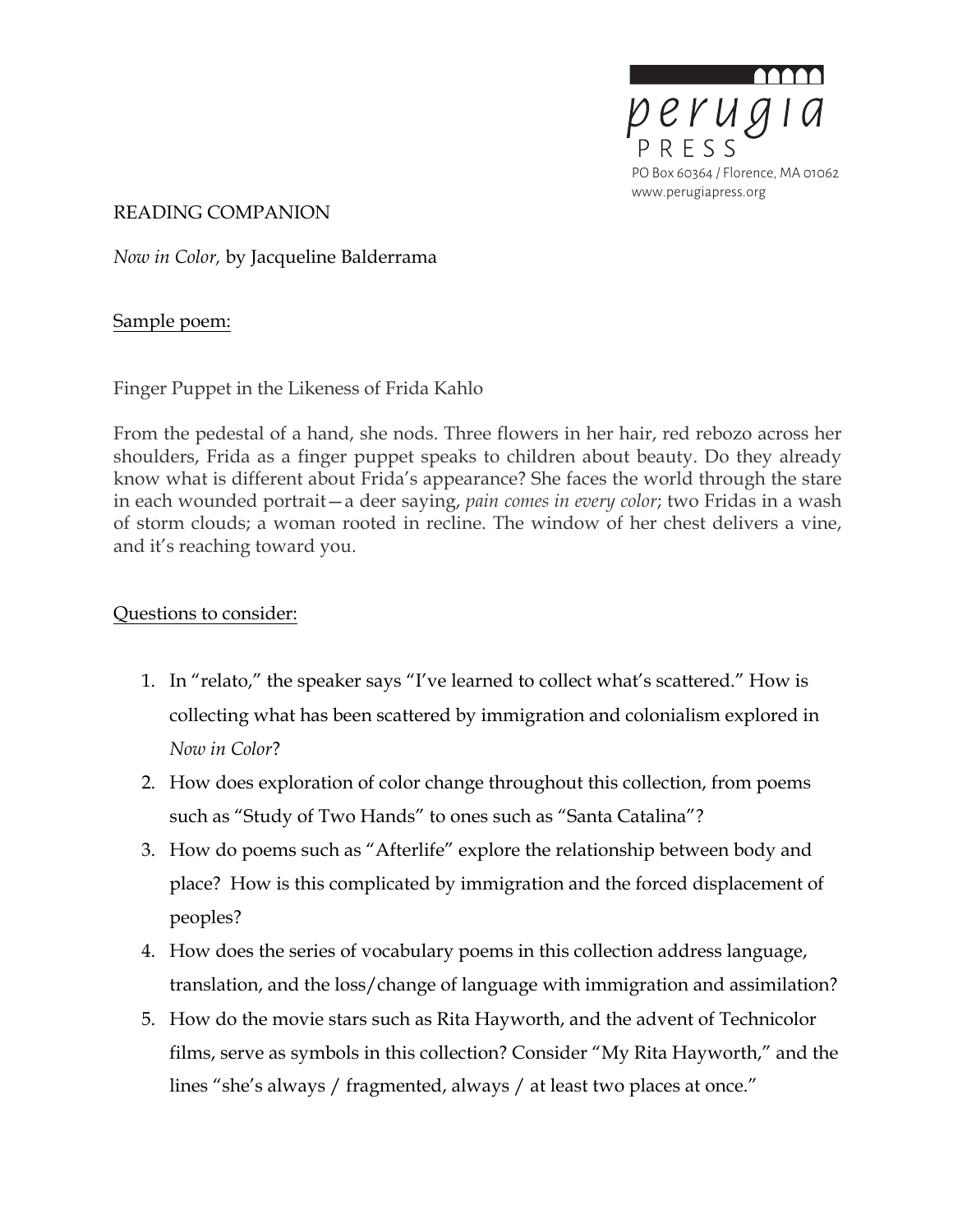perugia PRESS
PO Box 60364 / Florence, MA 01062
www.perugiapress.org

READING COMPANION

*Now in Color,* by Jacqueline Balderrama

Sample poem:

Finger Puppet in the Likeness of Frida Kahlo

From the pedestal of a hand, she nods. Three flowers in her hair, red rebozo across her shoulders, Frida as a finger puppet speaks to children about beauty. Do they already know what is different about Frida's appearance? She faces the world through the stare in each wounded portrait—a deer saying, *pain comes in every color*; two Fridas in a wash of storm clouds; a woman rooted in recline. The window of her chest delivers a vine, and it's reaching toward you.

Questions to consider:

1. In "relato," the speaker says "I've learned to collect what's scattered." How is collecting what has been scattered by immigration and colonialism explored in *Now in Color*?
2. How does exploration of color change throughout this collection, from poems such as "Study of Two Hands" to ones such as "Santa Catalina"?
3. How do poems such as "Afterlife" explore the relationship between body and place? How is this complicated by immigration and the forced displacement of peoples?
4. How does the series of vocabulary poems in this collection address language, translation, and the loss/change of language with immigration and assimilation?
5. How do the movie stars such as Rita Hayworth, and the advent of Technicolor films, serve as symbols in this collection? Consider "My Rita Hayworth," and the lines "she's always / fragmented, always / at least two places at once."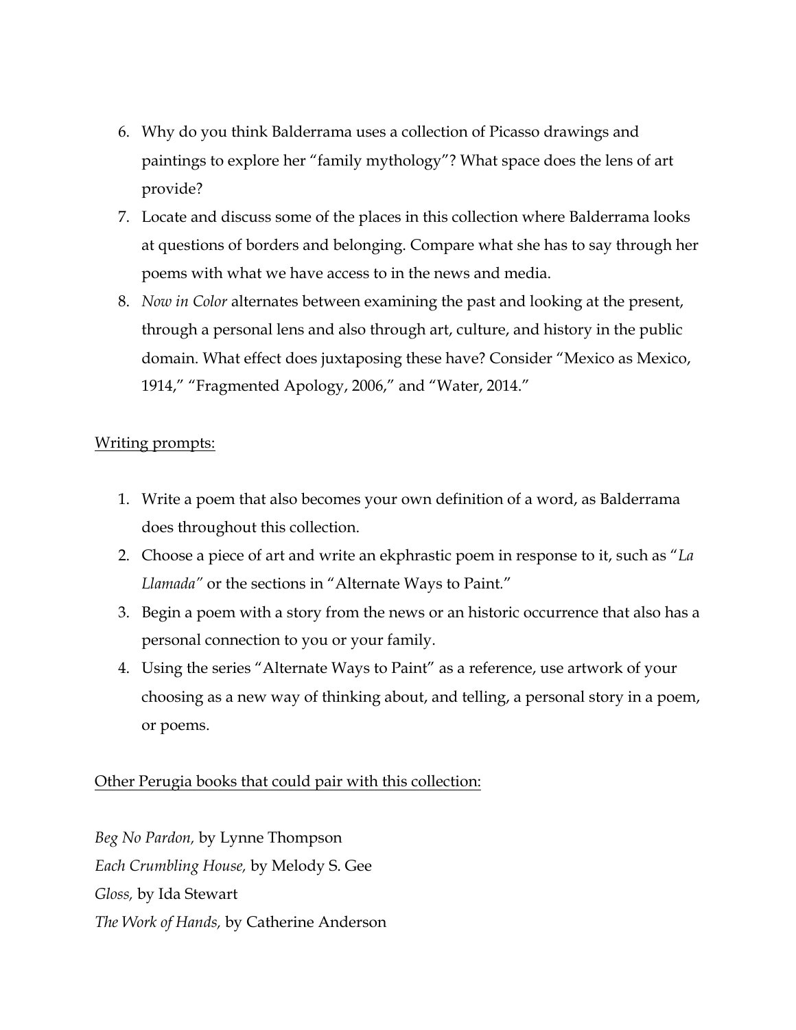6. Why do you think Balderrama uses a collection of Picasso drawings and paintings to explore her "family mythology"? What space does the lens of art provide?
7. Locate and discuss some of the places in this collection where Balderrama looks at questions of borders and belonging. Compare what she has to say through her poems with what we have access to in the news and media.
8. *Now in Color* alternates between examining the past and looking at the present, through a personal lens and also through art, culture, and history in the public domain. What effect does juxtaposing these have? Consider "Mexico as Mexico, 1914," "Fragmented Apology, 2006," and "Water, 2014."

<u>Writing prompts:</u>

1. Write a poem that also becomes your own definition of a word, as Balderrama does throughout this collection.
2. Choose a piece of art and write an ekphrastic poem in response to it, such as "*La Llamada*" or the sections in "Alternate Ways to Paint."
3. Begin a poem with a story from the news or an historic occurrence that also has a personal connection to you or your family.
4. Using the series "Alternate Ways to Paint" as a reference, use artwork of your choosing as a new way of thinking about, and telling, a personal story in a poem, or poems.

<u>Other Perugia books that could pair with this collection:</u>

*Beg No Pardon,* by Lynne Thompson
*Each Crumbling House,* by Melody S. Gee
*Gloss,* by Ida Stewart
*The Work of Hands,* by Catherine Anderson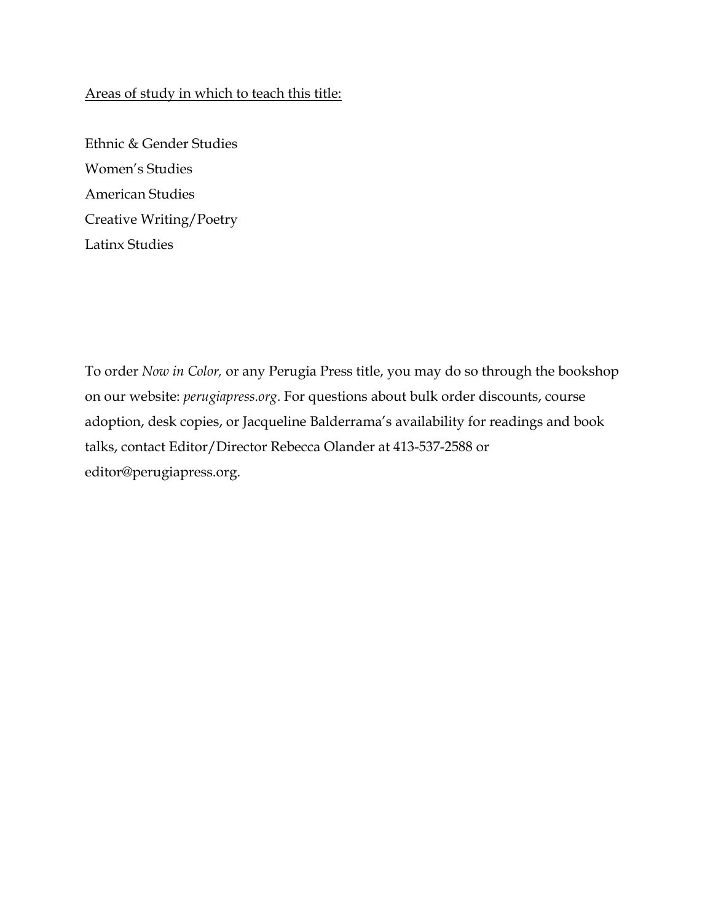<u>Areas of study in which to teach this title:</u>

Ethnic & Gender Studies
Women's Studies
American Studies
Creative Writing/Poetry
Latinx Studies

To order *Now in Color,* or any Perugia Press title, you may do so through the bookshop on our website: *perugiapress.org*. For questions about bulk order discounts, course adoption, desk copies, or Jacqueline Balderrama's availability for readings and book talks, contact Editor/Director Rebecca Olander at 413-537-2588 or editor@perugiapress.org.